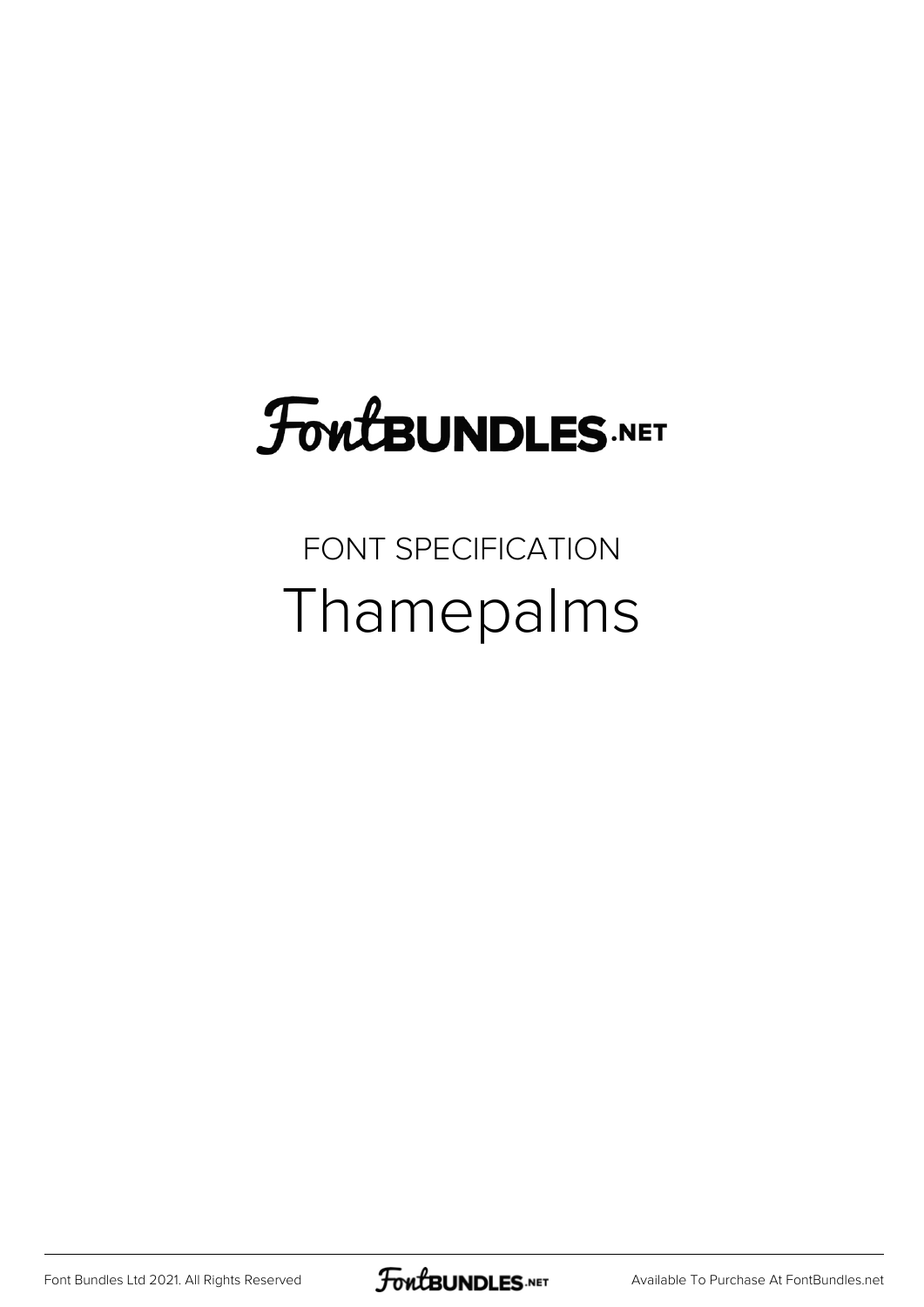FontBUNDLES.NET

FONT SPECIFICATION

# Thamepalms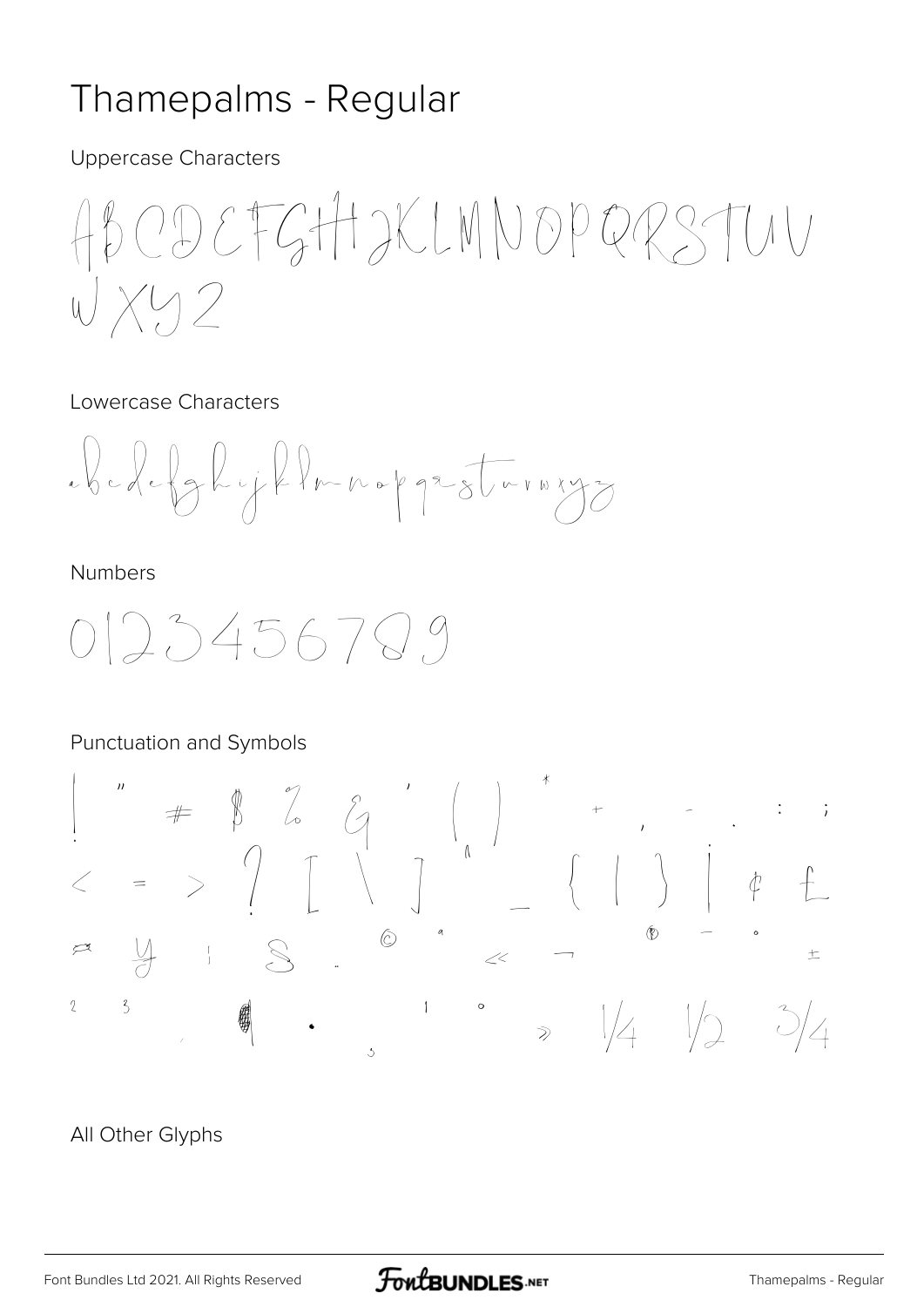# Thamepalms - Regular

Uppercase Characters

A B C D E F G H I J K L M N O P Q R S T U V W X Y Z

Lowercase Characters

a b c d e f g h i j k l m n o p q r s t u v w x y z

Numbers

0 1 2 3 4 5 6 7 8 9

Punctuation and Symbols

! " # $ % & ' ( ) * + , - . : ;
< = > ? [ \ ] ^ _ { | } ¡ ¢ £
¤ ¥ ¦ § ¨ © ª « ¬ ® ¯ ° ±
² ³ ´ ¶ · ¸ ¹ º » ¼ ½ ¾

All Other Glyphs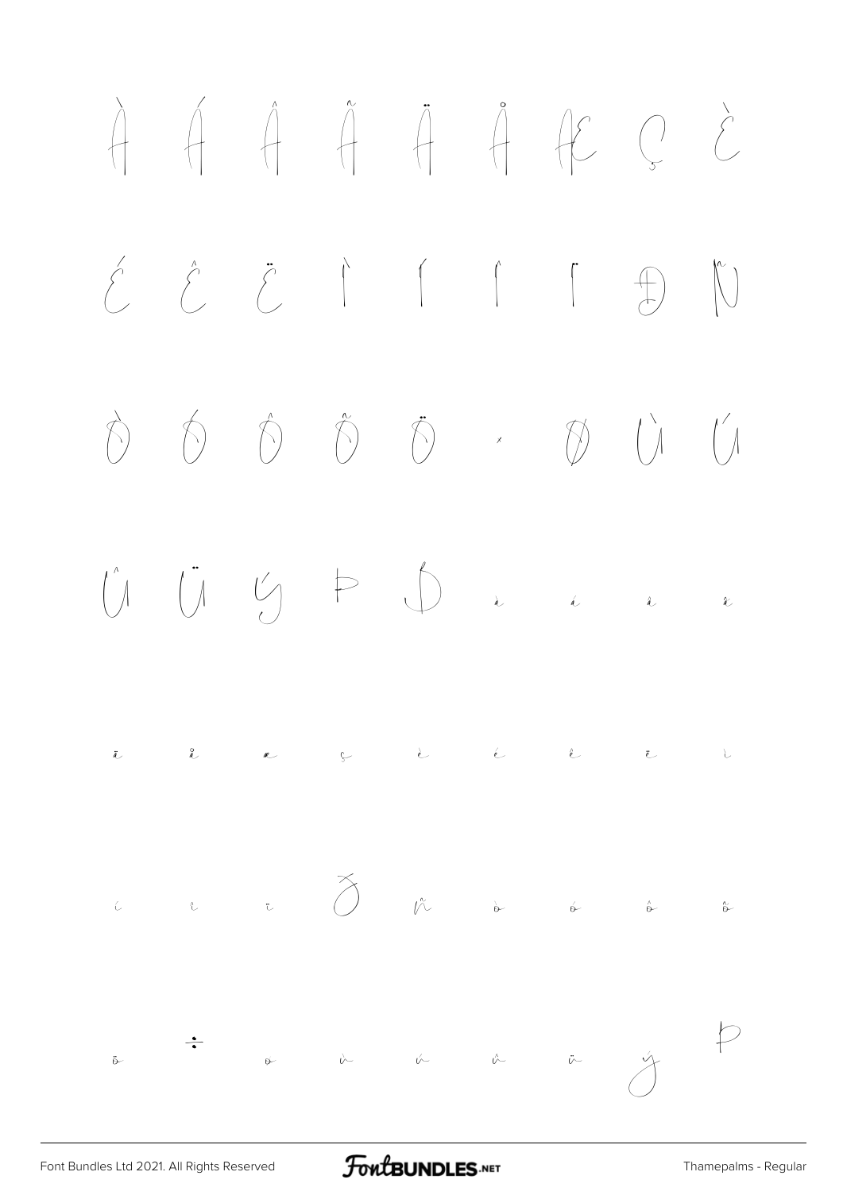À Á Â Ã Ä Å Æ Ç È

É Ê Ë Ì Í Î Ï Ð Ñ

Ò Ó Ô Õ Ö × Ø Ù Ú

Û Ü Ý Þ ß à á â ã

ä å æ ç è é ê ë ì

í î ï ð ñ ò ó ô õ

ö ÷ ø ù ú û ü ý þ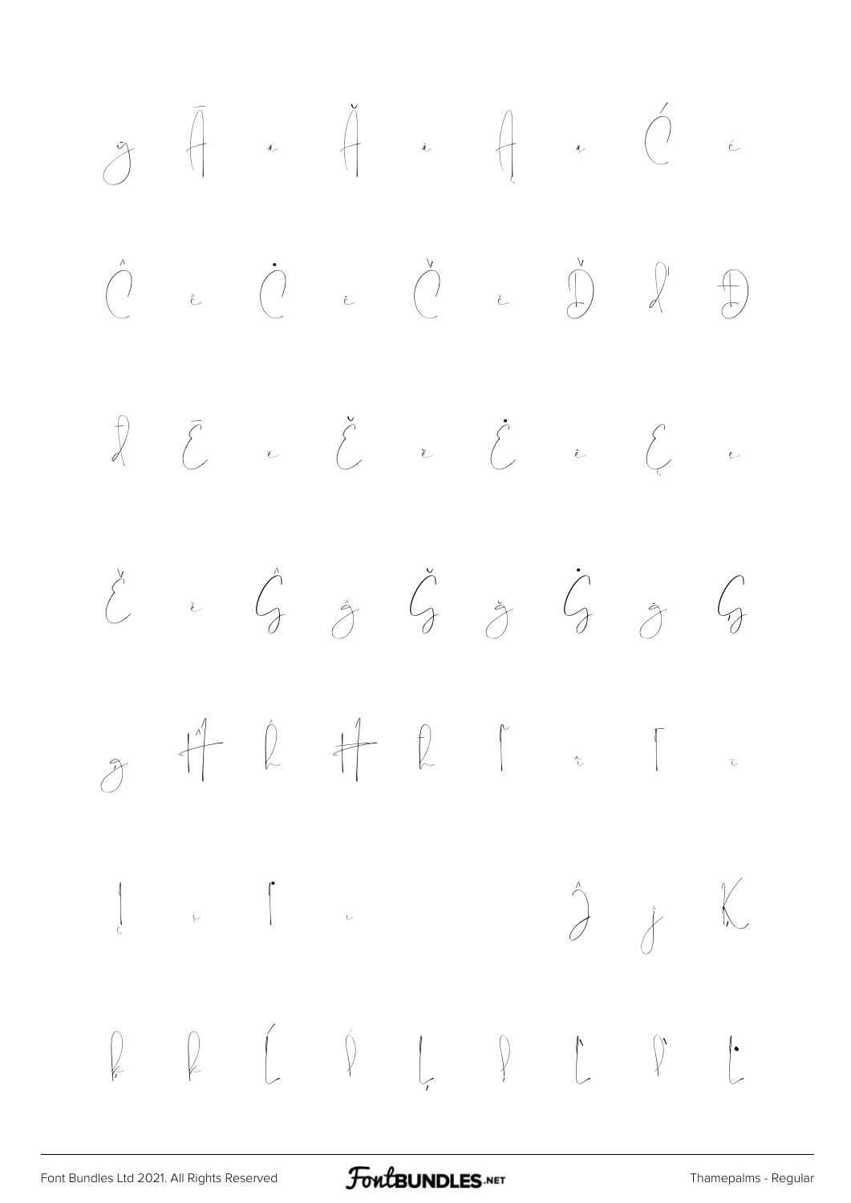ÿ Ā ā Ă ă Ą ą Ć ć

Ĉ ĉ Ċ ċ Č č Ď ď Đ

đ Ē ē Ĕ ĕ Ė ė Ę ę

Ě ě Ĝ ĝ Ğ ğ Ġ ġ Ģ

ģ Ĥ ĥ Ħ ħ Ĩ ĩ Ī ī

Į į İ ı Ĵ ĵ Ķ

ķ ĸ Ĺ ĺ Ļ ļ Ľ ľ Ŀ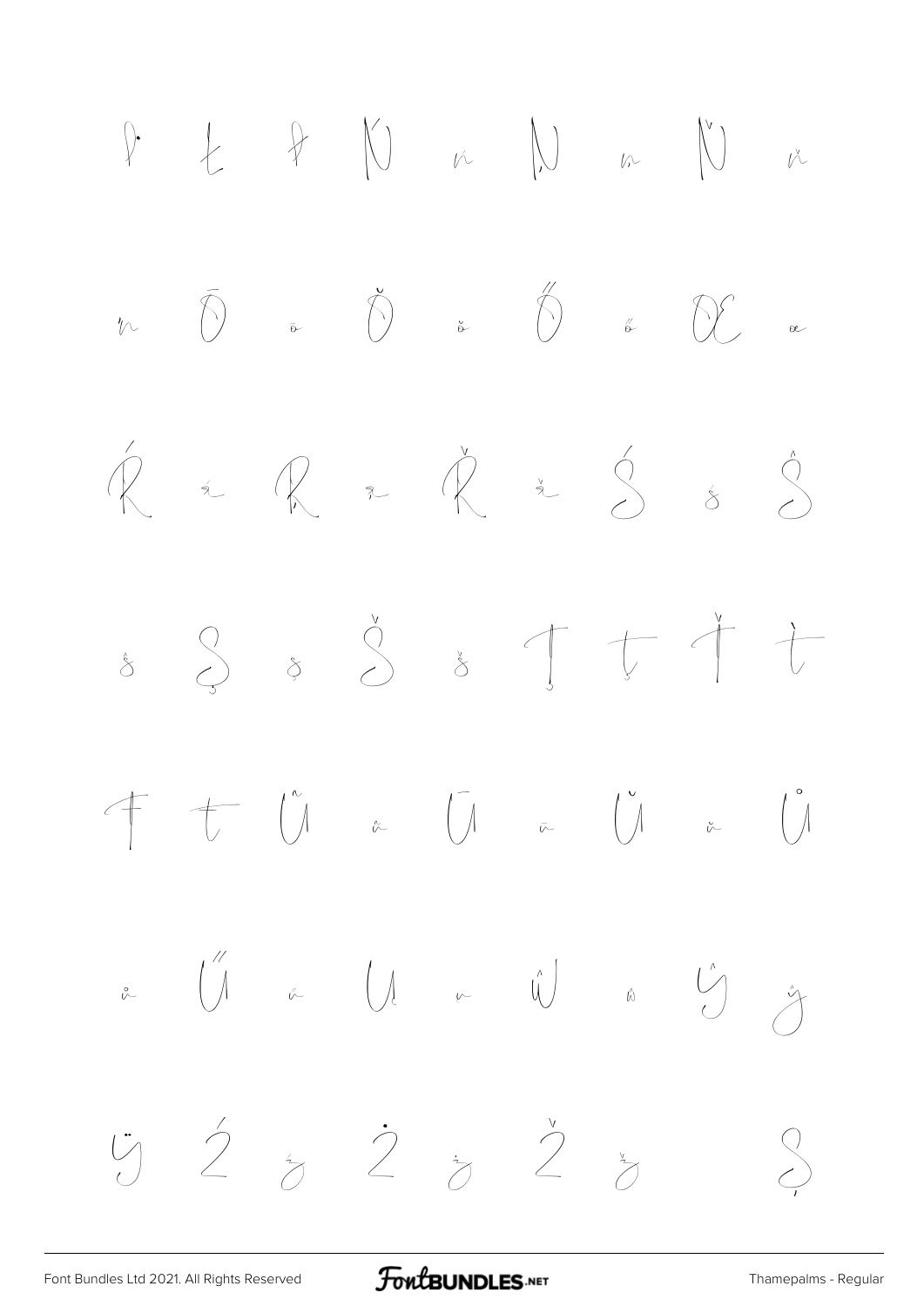Ŀ ŀ Ł ł Ń ń Ņ ņ Ň ň

ŉ Ō ō Ŏ ŏ Ő ő Œ œ

Ŕ ŕ Ŗ ŗ Ř ř Ś ś Ŝ

ŝ Ş ş Š š Ţ ţ Ť ť

Ŧ ŧ Ũ ũ Ū ū Ŭ ŭ Ů

ů Ű ű Ų ų Ŵ ŵ Ŷ ŷ

Ÿ Ź ź Ż ż Ž ž Ș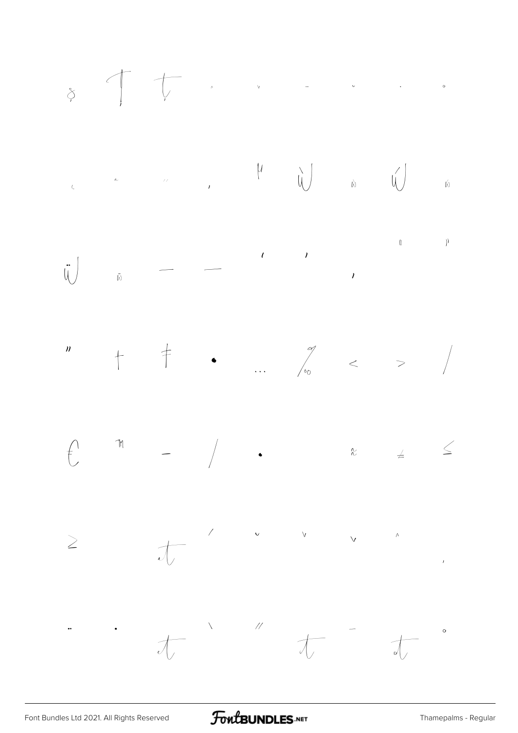ş Ţ ţ ˆ ˇ ˉ ˘ ˙ ˚

˛ ˜ ˝ ͵ µ Ẁ ẁ Ẃ ẃ

Ẅ ẅ – — ' ' ‚ " "

„ † ‡ • … ‰ ‹ › ⁄

€ ™ − ∕ ∙ ≈ ≠ ≤

≥ ⁄ ˘ ˇ ˇ ˆ ,

¨ ˙ ˋ ˝ ¯ ˚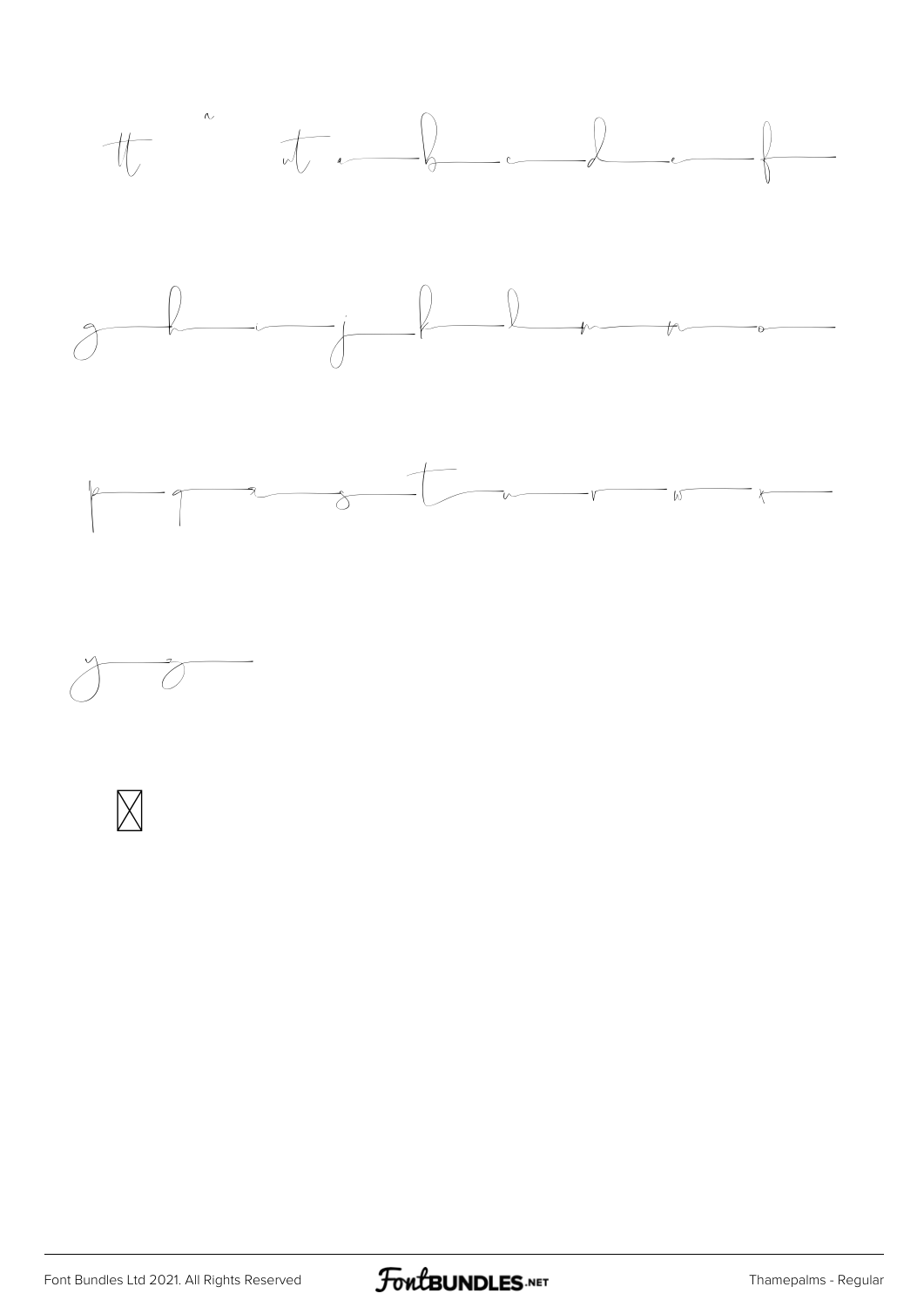tt ˆ ut a b c d e f

g h i j k l m n o

p q r s t u v w x

y z

☒